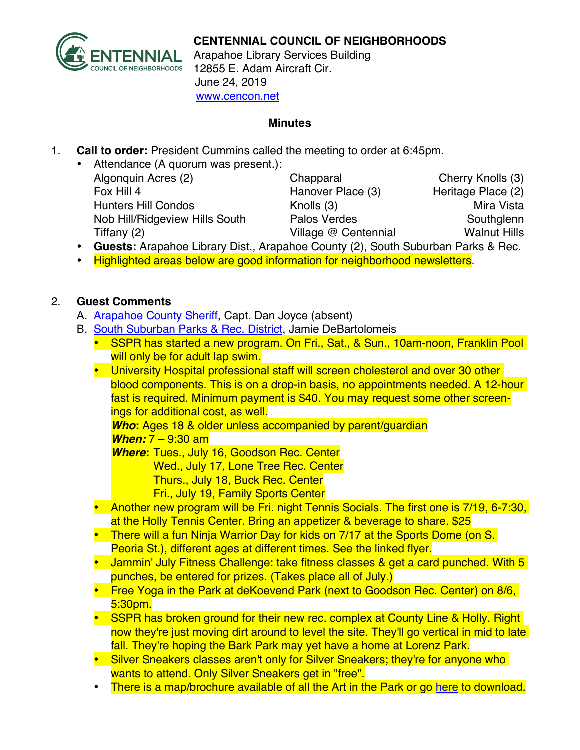**CENTENNIAL COUNCIL OF NEIGHBORHOODS**
Arapahoe Library Services Building
12855 E. Adam Aircraft Cir.
June 24, 2019
www.cencon.net

## Minutes

1. **Call to order:** President Cummins called the meeting to order at 6:45pm.
   - Attendance (A quorum was present.):

| | | |
|---|---|---|
| Algonquin Acres (2) | Chapparal | Cherry Knolls (3) |
| Fox Hill 4 | Hanover Place (3) | Heritage Place (2) |
| Hunters Hill Condos | Knolls (3) | Mira Vista |
| Nob Hill/Ridgeview Hills South | Palos Verdes | Southglenn |
| Tiffany (2) | Village @ Centennial | Walnut Hills |

   - **Guests:** Arapahoe Library Dist., Arapahoe County (2), South Suburban Parks & Rec.
   - Highlighted areas below are good information for neighborhood newsletters.

2. **Guest Comments**
   A. Arapahoe County Sheriff, Capt. Dan Joyce (absent)
   B. South Suburban Parks & Rec. District, Jamie DeBartolomeis
   - SSPR has started a new program. On Fri., Sat., & Sun., 10am-noon, Franklin Pool will only be for adult lap swim.
   - University Hospital professional staff will screen cholesterol and over 30 other blood components. This is on a drop-in basis, no appointments needed. A 12-hour fast is required. Minimum payment is $40. You may request some other screenings for additional cost, as well.
     ***Who*:** Ages 18 & older unless accompanied by parent/guardian
     ***When:*** 7 – 9:30 am
     ***Where*:** Tues., July 16, Goodson Rec. Center
     Wed., July 17, Lone Tree Rec. Center
     Thurs., July 18, Buck Rec. Center
     Fri., July 19, Family Sports Center
   - Another new program will be Fri. night Tennis Socials. The first one is 7/19, 6-7:30, at the Holly Tennis Center. Bring an appetizer & beverage to share. $25
   - There will a fun Ninja Warrior Day for kids on 7/17 at the Sports Dome (on S. Peoria St.), different ages at different times. See the linked flyer.
   - Jammin' July Fitness Challenge: take fitness classes & get a card punched. With 5 punches, be entered for prizes. (Takes place all of July.)
   - Free Yoga in the Park at deKoevend Park (next to Goodson Rec. Center) on 8/6, 5:30pm.
   - SSPR has broken ground for their new rec. complex at County Line & Holly. Right now they're just moving dirt around to level the site. They'll go vertical in mid to late fall. They're hoping the Bark Park may yet have a home at Lorenz Park.
   - Silver Sneakers classes aren't only for Silver Sneakers; they're for anyone who wants to attend. Only Silver Sneakers get in "free".
   - There is a map/brochure available of all the Art in the Park or go here to download.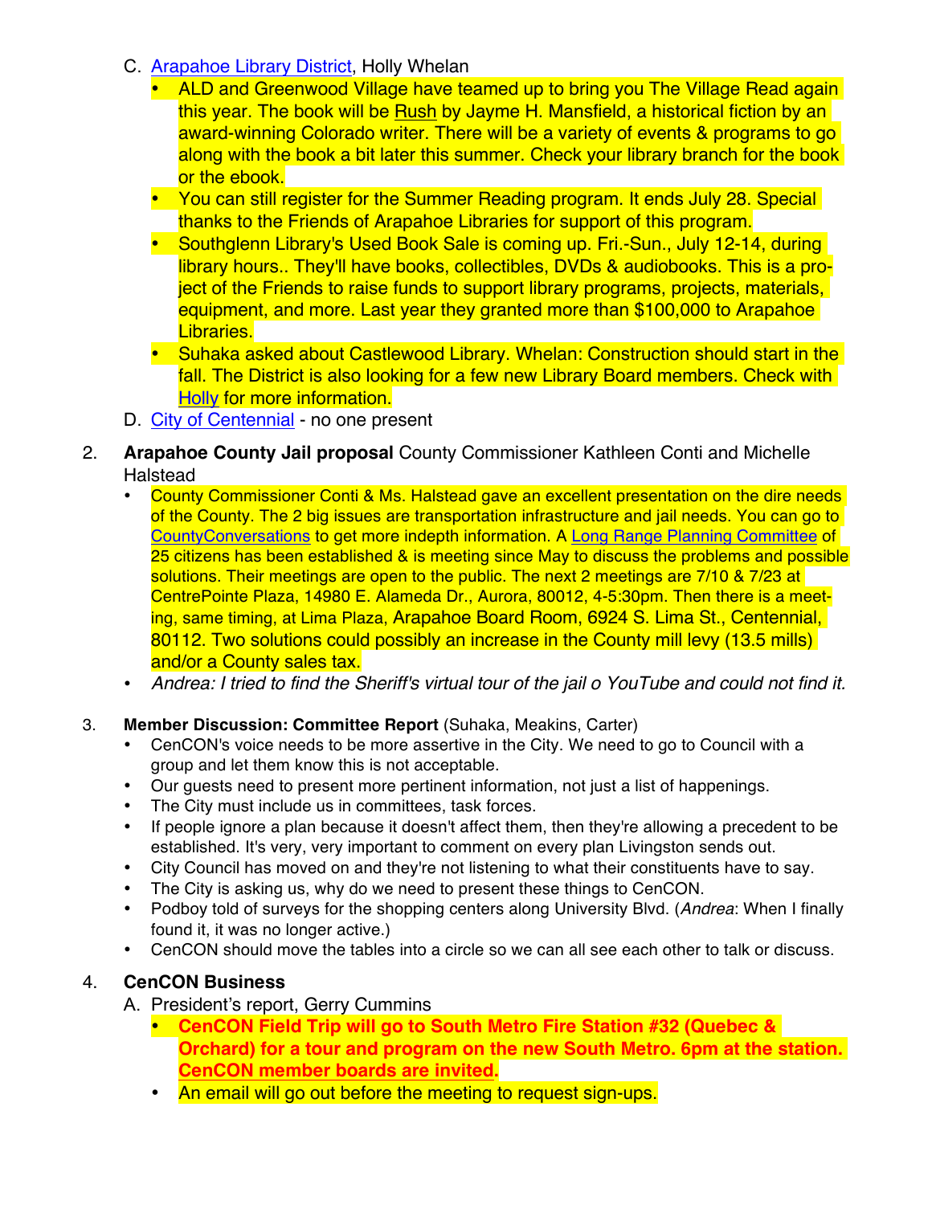C. Arapahoe Library District, Holly Whelan

- ALD and Greenwood Village have teamed up to bring you The Village Read again this year. The book will be Rush by Jayme H. Mansfield, a historical fiction by an award-winning Colorado writer. There will be a variety of events & programs to go along with the book a bit later this summer. Check your library branch for the book or the ebook.
- You can still register for the Summer Reading program. It ends July 28. Special thanks to the Friends of Arapahoe Libraries for support of this program.
- Southglenn Library's Used Book Sale is coming up. Fri.-Sun., July 12-14, during library hours.. They'll have books, collectibles, DVDs & audiobooks. This is a project of the Friends to raise funds to support library programs, projects, materials, equipment, and more. Last year they granted more than $100,000 to Arapahoe Libraries.
- Suhaka asked about Castlewood Library. Whelan: Construction should start in the fall. The District is also looking for a few new Library Board members. Check with Holly for more information.

D. City of Centennial - no one present

2. **Arapahoe County Jail proposal** County Commissioner Kathleen Conti and Michelle Halstead
   - County Commissioner Conti & Ms. Halstead gave an excellent presentation on the dire needs of the County. The 2 big issues are transportation infrastructure and jail needs. You can go to CountyConversations to get more indepth information. A Long Range Planning Committee of 25 citizens has been established & is meeting since May to discuss the problems and possible solutions. Their meetings are open to the public. The next 2 meetings are 7/10 & 7/23 at CentrePointe Plaza, 14980 E. Alameda Dr., Aurora, 80012, 4-5:30pm. Then there is a meeting, same timing, at Lima Plaza, Arapahoe Board Room, 6924 S. Lima St., Centennial, 80112. Two solutions could possibly an increase in the County mill levy (13.5 mills) and/or a County sales tax.
   - *Andrea: I tried to find the Sheriff's virtual tour of the jail o YouTube and could not find it.*

3. **Member Discussion: Committee Report** (Suhaka, Meakins, Carter)
   - CenCON's voice needs to be more assertive in the City. We need to go to Council with a group and let them know this is not acceptable.
   - Our guests need to present more pertinent information, not just a list of happenings.
   - The City must include us in committees, task forces.
   - If people ignore a plan because it doesn't affect them, then they're allowing a precedent to be established. It's very, very important to comment on every plan Livingston sends out.
   - City Council has moved on and they're not listening to what their constituents have to say.
   - The City is asking us, why do we need to present these things to CenCON.
   - Podboy told of surveys for the shopping centers along University Blvd. (*Andrea*: When I finally found it, it was no longer active.)
   - CenCON should move the tables into a circle so we can all see each other to talk or discuss.

4. **CenCON Business**

   A. President's report, Gerry Cummins
   - **CenCON Field Trip will go to South Metro Fire Station #32 (Quebec & Orchard) for a tour and program on the new South Metro. 6pm at the station. CenCON member boards are invited.**
   - An email will go out before the meeting to request sign-ups.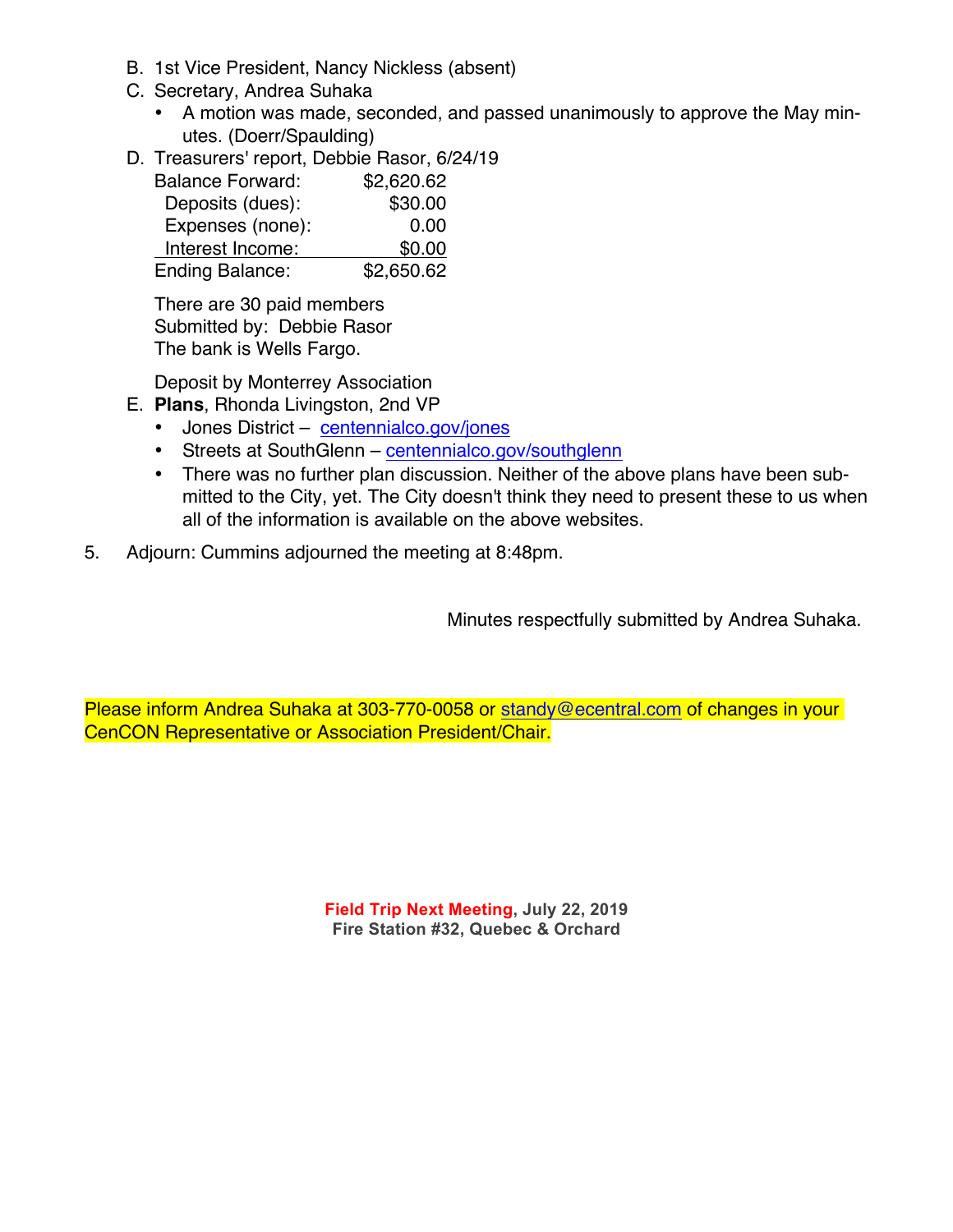B. 1st Vice President, Nancy Nickless (absent)

C. Secretary, Andrea Suhaka
   - A motion was made, seconded, and passed unanimously to approve the May minutes. (Doerr/Spaulding)

D. Treasurers' report, Debbie Rasor, 6/24/19

| | |
|---|---|
| Balance Forward: | $2,620.62 |
| Deposits (dues): | $30.00 |
| Expenses (none): | 0.00 |
| Interest Income: | $0.00 |
| Ending Balance: | $2,650.62 |

   There are 30 paid members
   Submitted by: Debbie Rasor
   The bank is Wells Fargo.

   Deposit by Monterrey Association

E. **Plans**, Rhonda Livingston, 2nd VP
   - Jones District – centennialco.gov/jones
   - Streets at SouthGlenn – centennialco.gov/southglenn
   - There was no further plan discussion. Neither of the above plans have been submitted to the City, yet. The City doesn't think they need to present these to us when all of the information is available on the above websites.

5. Adjourn: Cummins adjourned the meeting at 8:48pm.

Minutes respectfully submitted by Andrea Suhaka.

Please inform Andrea Suhaka at 303-770-0058 or standy@ecentral.com of changes in your CenCON Representative or Association President/Chair.

**Field Trip Next Meeting, July 22, 2019**
**Fire Station #32, Quebec & Orchard**